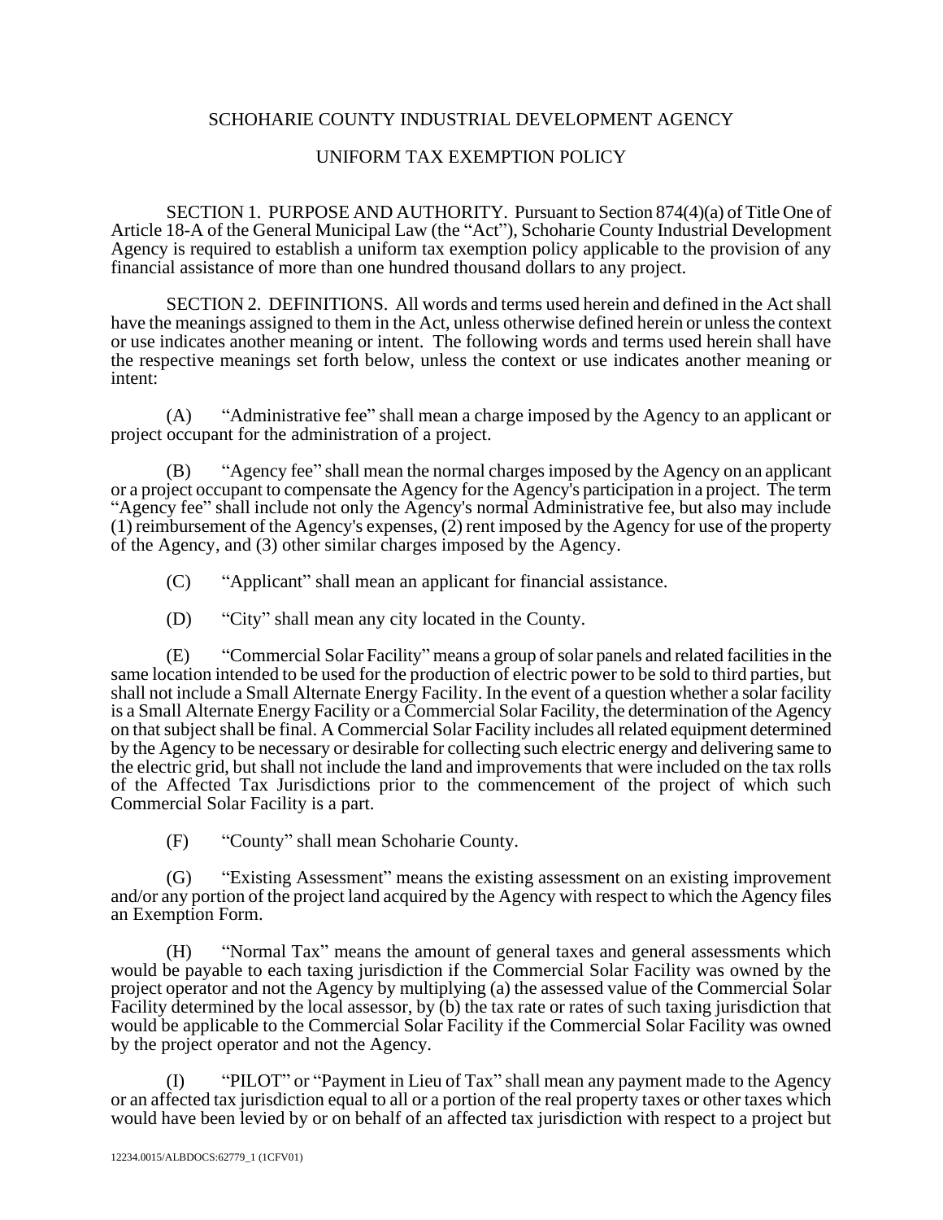# SCHOHARIE COUNTY INDUSTRIAL DEVELOPMENT AGENCY

## UNIFORM TAX EXEMPTION POLICY

SECTION 1. PURPOSE AND AUTHORITY. Pursuant to Section 874(4)(a) of Title One of Article 18-A of the General Municipal Law (the "Act"), Schoharie County Industrial Development Agency is required to establish a uniform tax exemption policy applicable to the provision of any financial assistance of more than one hundred thousand dollars to any project.

SECTION 2. DEFINITIONS. All words and terms used herein and defined in the Act shall have the meanings assigned to them in the Act, unless otherwise defined herein or unless the context or use indicates another meaning or intent. The following words and terms used herein shall have the respective meanings set forth below, unless the context or use indicates another meaning or intent:

(A) "Administrative fee" shall mean a charge imposed by the Agency to an applicant or project occupant for the administration of a project.

(B) "Agency fee" shall mean the normal charges imposed by the Agency on an applicant or a project occupant to compensate the Agency for the Agency's participation in a project. The term "Agency fee" shall include not only the Agency's normal Administrative fee, but also may include (1) reimbursement of the Agency's expenses, (2) rent imposed by the Agency for use of the property of the Agency, and (3) other similar charges imposed by the Agency.

(C) "Applicant" shall mean an applicant for financial assistance.

(D) "City" shall mean any city located in the County.

(E) "Commercial Solar Facility" means a group of solar panels and related facilities in the same location intended to be used for the production of electric power to be sold to third parties, but shall not include a Small Alternate Energy Facility. In the event of a question whether a solar facility is a Small Alternate Energy Facility or a Commercial Solar Facility, the determination of the Agency on that subject shall be final. A Commercial Solar Facility includes all related equipment determined by the Agency to be necessary or desirable for collecting such electric energy and delivering same to the electric grid, but shall not include the land and improvements that were included on the tax rolls of the Affected Tax Jurisdictions prior to the commencement of the project of which such Commercial Solar Facility is a part.

(F) "County" shall mean Schoharie County.

(G) "Existing Assessment" means the existing assessment on an existing improvement and/or any portion of the project land acquired by the Agency with respect to which the Agency files an Exemption Form.

(H) "Normal Tax" means the amount of general taxes and general assessments which would be payable to each taxing jurisdiction if the Commercial Solar Facility was owned by the project operator and not the Agency by multiplying (a) the assessed value of the Commercial Solar Facility determined by the local assessor, by (b) the tax rate or rates of such taxing jurisdiction that would be applicable to the Commercial Solar Facility if the Commercial Solar Facility was owned by the project operator and not the Agency.

(I) "PILOT" or "Payment in Lieu of Tax" shall mean any payment made to the Agency or an affected tax jurisdiction equal to all or a portion of the real property taxes or other taxes which would have been levied by or on behalf of an affected tax jurisdiction with respect to a project but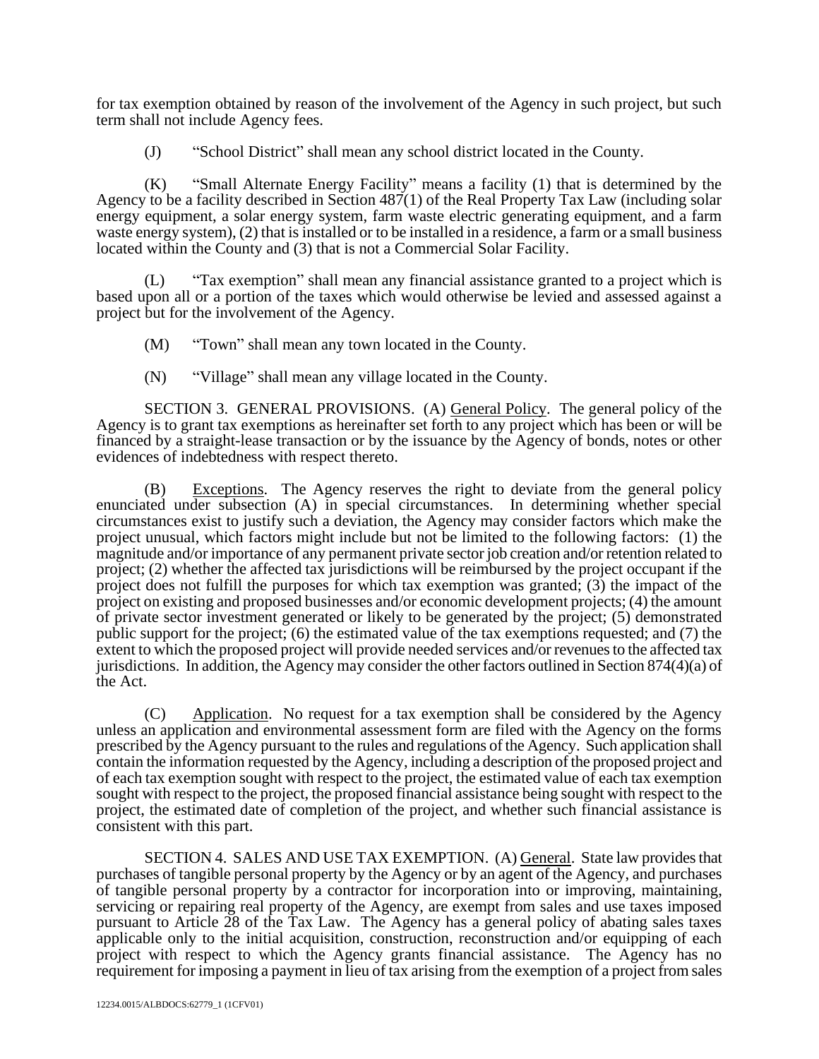for tax exemption obtained by reason of the involvement of the Agency in such project, but such term shall not include Agency fees.

(J) "School District" shall mean any school district located in the County.

(K) "Small Alternate Energy Facility" means a facility (1) that is determined by the Agency to be a facility described in Section 487(1) of the Real Property Tax Law (including solar energy equipment, a solar energy system, farm waste electric generating equipment, and a farm waste energy system), (2) that is installed or to be installed in a residence, a farm or a small business located within the County and (3) that is not a Commercial Solar Facility.

(L) "Tax exemption" shall mean any financial assistance granted to a project which is based upon all or a portion of the taxes which would otherwise be levied and assessed against a project but for the involvement of the Agency.

(M) "Town" shall mean any town located in the County.

(N) "Village" shall mean any village located in the County.

SECTION 3. GENERAL PROVISIONS. (A) General Policy. The general policy of the Agency is to grant tax exemptions as hereinafter set forth to any project which has been or will be financed by a straight-lease transaction or by the issuance by the Agency of bonds, notes or other evidences of indebtedness with respect thereto.

(B) Exceptions. The Agency reserves the right to deviate from the general policy enunciated under subsection (A) in special circumstances. In determining whether special circumstances exist to justify such a deviation, the Agency may consider factors which make the project unusual, which factors might include but not be limited to the following factors: (1) the magnitude and/or importance of any permanent private sector job creation and/or retention related to project; (2) whether the affected tax jurisdictions will be reimbursed by the project occupant if the project does not fulfill the purposes for which tax exemption was granted; (3) the impact of the project on existing and proposed businesses and/or economic development projects; (4) the amount of private sector investment generated or likely to be generated by the project; (5) demonstrated public support for the project; (6) the estimated value of the tax exemptions requested; and (7) the extent to which the proposed project will provide needed services and/or revenues to the affected tax jurisdictions. In addition, the Agency may consider the other factors outlined in Section 874(4)(a) of the Act.

(C) Application. No request for a tax exemption shall be considered by the Agency unless an application and environmental assessment form are filed with the Agency on the forms prescribed by the Agency pursuant to the rules and regulations of the Agency. Such application shall contain the information requested by the Agency, including a description of the proposed project and of each tax exemption sought with respect to the project, the estimated value of each tax exemption sought with respect to the project, the proposed financial assistance being sought with respect to the project, the estimated date of completion of the project, and whether such financial assistance is consistent with this part.

SECTION 4. SALES AND USE TAX EXEMPTION. (A) General. State law provides that purchases of tangible personal property by the Agency or by an agent of the Agency, and purchases of tangible personal property by a contractor for incorporation into or improving, maintaining, servicing or repairing real property of the Agency, are exempt from sales and use taxes imposed pursuant to Article 28 of the Tax Law. The Agency has a general policy of abating sales taxes applicable only to the initial acquisition, construction, reconstruction and/or equipping of each project with respect to which the Agency grants financial assistance. The Agency has no requirement for imposing a payment in lieu of tax arising from the exemption of a project from sales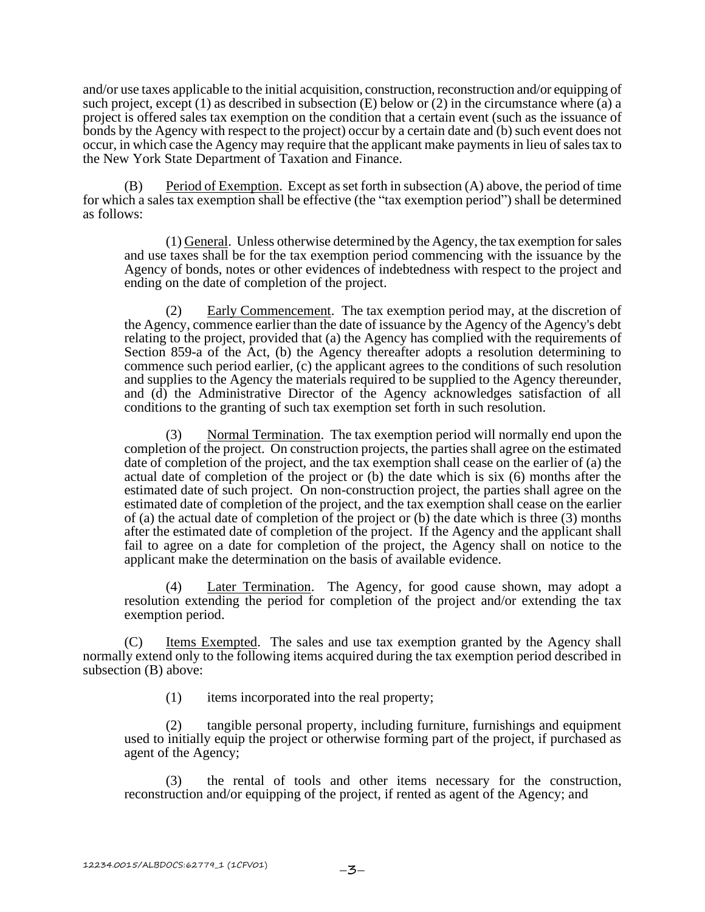and/or use taxes applicable to the initial acquisition, construction, reconstruction and/or equipping of such project, except (1) as described in subsection (E) below or (2) in the circumstance where (a) a project is offered sales tax exemption on the condition that a certain event (such as the issuance of bonds by the Agency with respect to the project) occur by a certain date and (b) such event does not occur, in which case the Agency may require that the applicant make payments in lieu of sales tax to the New York State Department of Taxation and Finance.

(B) Period of Exemption. Except as set forth in subsection (A) above, the period of time for which a sales tax exemption shall be effective (the "tax exemption period") shall be determined as follows:

(1) General. Unless otherwise determined by the Agency, the tax exemption for sales and use taxes shall be for the tax exemption period commencing with the issuance by the Agency of bonds, notes or other evidences of indebtedness with respect to the project and ending on the date of completion of the project.

(2) Early Commencement. The tax exemption period may, at the discretion of the Agency, commence earlier than the date of issuance by the Agency of the Agency's debt relating to the project, provided that (a) the Agency has complied with the requirements of Section 859-a of the Act, (b) the Agency thereafter adopts a resolution determining to commence such period earlier, (c) the applicant agrees to the conditions of such resolution and supplies to the Agency the materials required to be supplied to the Agency thereunder, and (d) the Administrative Director of the Agency acknowledges satisfaction of all conditions to the granting of such tax exemption set forth in such resolution.

(3) Normal Termination. The tax exemption period will normally end upon the completion of the project. On construction projects, the parties shall agree on the estimated date of completion of the project, and the tax exemption shall cease on the earlier of (a) the actual date of completion of the project or (b) the date which is six (6) months after the estimated date of such project. On non-construction project, the parties shall agree on the estimated date of completion of the project, and the tax exemption shall cease on the earlier of (a) the actual date of completion of the project or (b) the date which is three (3) months after the estimated date of completion of the project. If the Agency and the applicant shall fail to agree on a date for completion of the project, the Agency shall on notice to the applicant make the determination on the basis of available evidence.

(4) Later Termination. The Agency, for good cause shown, may adopt a resolution extending the period for completion of the project and/or extending the tax exemption period.

(C) Items Exempted. The sales and use tax exemption granted by the Agency shall normally extend only to the following items acquired during the tax exemption period described in subsection (B) above:

(1) items incorporated into the real property;

(2) tangible personal property, including furniture, furnishings and equipment used to initially equip the project or otherwise forming part of the project, if purchased as agent of the Agency;

(3) the rental of tools and other items necessary for the construction, reconstruction and/or equipping of the project, if rented as agent of the Agency; and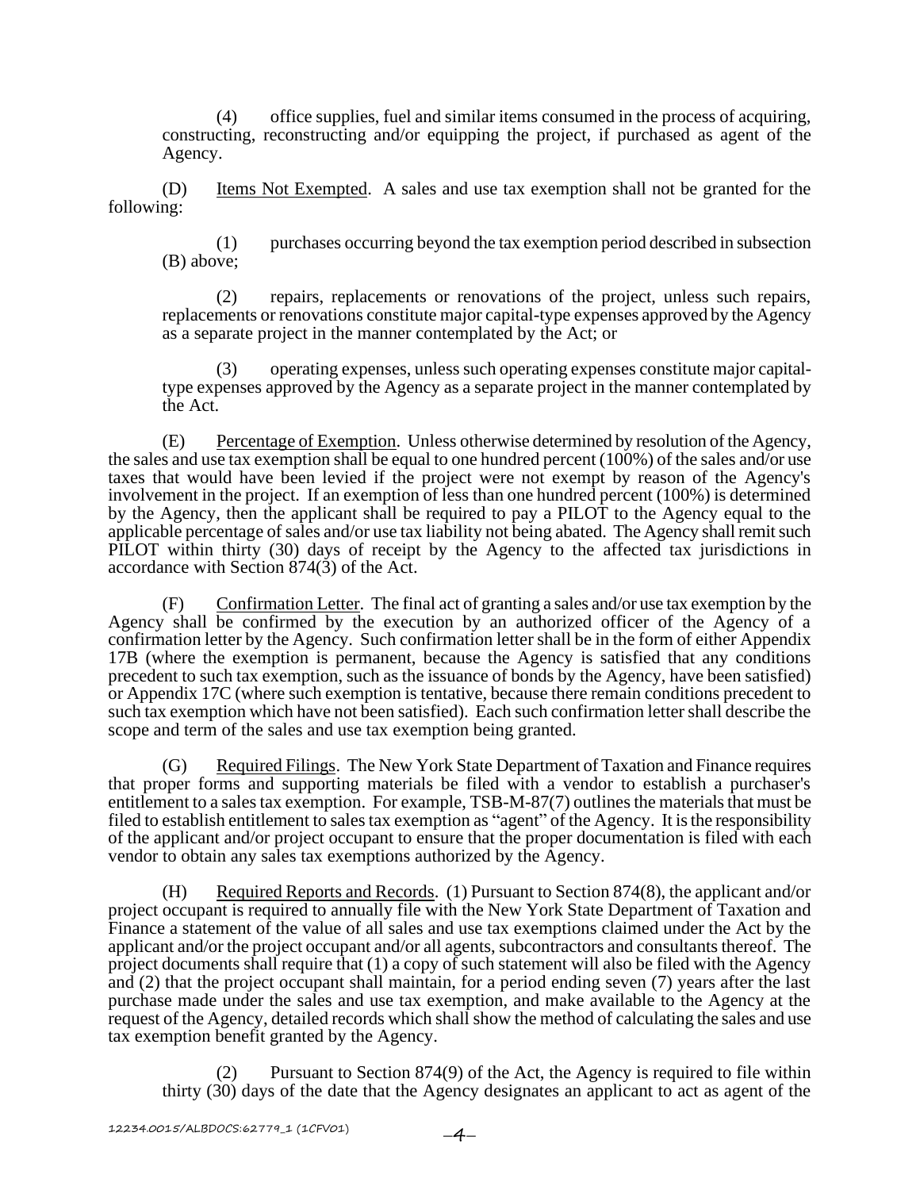(4) office supplies, fuel and similar items consumed in the process of acquiring, constructing, reconstructing and/or equipping the project, if purchased as agent of the Agency.

(D) Items Not Exempted. A sales and use tax exemption shall not be granted for the following:

(1) purchases occurring beyond the tax exemption period described in subsection (B) above;

(2) repairs, replacements or renovations of the project, unless such repairs, replacements or renovations constitute major capital-type expenses approved by the Agency as a separate project in the manner contemplated by the Act; or

(3) operating expenses, unless such operating expenses constitute major capital-type expenses approved by the Agency as a separate project in the manner contemplated by the Act.

(E) Percentage of Exemption. Unless otherwise determined by resolution of the Agency, the sales and use tax exemption shall be equal to one hundred percent (100%) of the sales and/or use taxes that would have been levied if the project were not exempt by reason of the Agency's involvement in the project. If an exemption of less than one hundred percent (100%) is determined by the Agency, then the applicant shall be required to pay a PILOT to the Agency equal to the applicable percentage of sales and/or use tax liability not being abated. The Agency shall remit such PILOT within thirty (30) days of receipt by the Agency to the affected tax jurisdictions in accordance with Section 874(3) of the Act.

(F) Confirmation Letter. The final act of granting a sales and/or use tax exemption by the Agency shall be confirmed by the execution by an authorized officer of the Agency of a confirmation letter by the Agency. Such confirmation letter shall be in the form of either Appendix 17B (where the exemption is permanent, because the Agency is satisfied that any conditions precedent to such tax exemption, such as the issuance of bonds by the Agency, have been satisfied) or Appendix 17C (where such exemption is tentative, because there remain conditions precedent to such tax exemption which have not been satisfied). Each such confirmation letter shall describe the scope and term of the sales and use tax exemption being granted.

(G) Required Filings. The New York State Department of Taxation and Finance requires that proper forms and supporting materials be filed with a vendor to establish a purchaser's entitlement to a sales tax exemption. For example, TSB-M-87(7) outlines the materials that must be filed to establish entitlement to sales tax exemption as "agent" of the Agency. It is the responsibility of the applicant and/or project occupant to ensure that the proper documentation is filed with each vendor to obtain any sales tax exemptions authorized by the Agency.

(H) Required Reports and Records. (1) Pursuant to Section 874(8), the applicant and/or project occupant is required to annually file with the New York State Department of Taxation and Finance a statement of the value of all sales and use tax exemptions claimed under the Act by the applicant and/or the project occupant and/or all agents, subcontractors and consultants thereof. The project documents shall require that (1) a copy of such statement will also be filed with the Agency and (2) that the project occupant shall maintain, for a period ending seven (7) years after the last purchase made under the sales and use tax exemption, and make available to the Agency at the request of the Agency, detailed records which shall show the method of calculating the sales and use tax exemption benefit granted by the Agency.

(2) Pursuant to Section 874(9) of the Act, the Agency is required to file within thirty (30) days of the date that the Agency designates an applicant to act as agent of the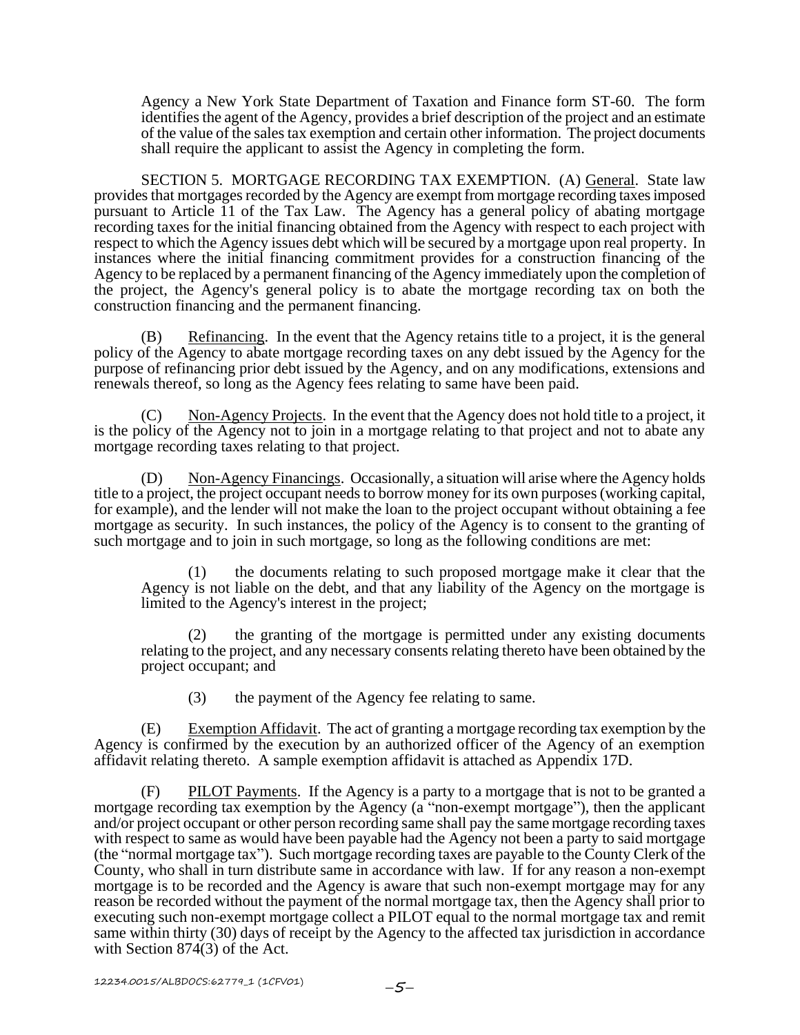Agency a New York State Department of Taxation and Finance form ST-60. The form identifies the agent of the Agency, provides a brief description of the project and an estimate of the value of the sales tax exemption and certain other information. The project documents shall require the applicant to assist the Agency in completing the form.

SECTION 5. MORTGAGE RECORDING TAX EXEMPTION. (A) General. State law provides that mortgages recorded by the Agency are exempt from mortgage recording taxes imposed pursuant to Article 11 of the Tax Law. The Agency has a general policy of abating mortgage recording taxes for the initial financing obtained from the Agency with respect to each project with respect to which the Agency issues debt which will be secured by a mortgage upon real property. In instances where the initial financing commitment provides for a construction financing of the Agency to be replaced by a permanent financing of the Agency immediately upon the completion of the project, the Agency's general policy is to abate the mortgage recording tax on both the construction financing and the permanent financing.

(B) Refinancing. In the event that the Agency retains title to a project, it is the general policy of the Agency to abate mortgage recording taxes on any debt issued by the Agency for the purpose of refinancing prior debt issued by the Agency, and on any modifications, extensions and renewals thereof, so long as the Agency fees relating to same have been paid.

(C) Non-Agency Projects. In the event that the Agency does not hold title to a project, it is the policy of the Agency not to join in a mortgage relating to that project and not to abate any mortgage recording taxes relating to that project.

(D) Non-Agency Financings. Occasionally, a situation will arise where the Agency holds title to a project, the project occupant needs to borrow money for its own purposes (working capital, for example), and the lender will not make the loan to the project occupant without obtaining a fee mortgage as security. In such instances, the policy of the Agency is to consent to the granting of such mortgage and to join in such mortgage, so long as the following conditions are met:

(1) the documents relating to such proposed mortgage make it clear that the Agency is not liable on the debt, and that any liability of the Agency on the mortgage is limited to the Agency's interest in the project;

(2) the granting of the mortgage is permitted under any existing documents relating to the project, and any necessary consents relating thereto have been obtained by the project occupant; and

(3) the payment of the Agency fee relating to same.

(E) Exemption Affidavit. The act of granting a mortgage recording tax exemption by the Agency is confirmed by the execution by an authorized officer of the Agency of an exemption affidavit relating thereto. A sample exemption affidavit is attached as Appendix 17D.

(F) PILOT Payments. If the Agency is a party to a mortgage that is not to be granted a mortgage recording tax exemption by the Agency (a "non-exempt mortgage"), then the applicant and/or project occupant or other person recording same shall pay the same mortgage recording taxes with respect to same as would have been payable had the Agency not been a party to said mortgage (the "normal mortgage tax"). Such mortgage recording taxes are payable to the County Clerk of the County, who shall in turn distribute same in accordance with law. If for any reason a non-exempt mortgage is to be recorded and the Agency is aware that such non-exempt mortgage may for any reason be recorded without the payment of the normal mortgage tax, then the Agency shall prior to executing such non-exempt mortgage collect a PILOT equal to the normal mortgage tax and remit same within thirty (30) days of receipt by the Agency to the affected tax jurisdiction in accordance with Section 874(3) of the Act.

12234.0015/ALBDOCS:62779_1 (1CFV01)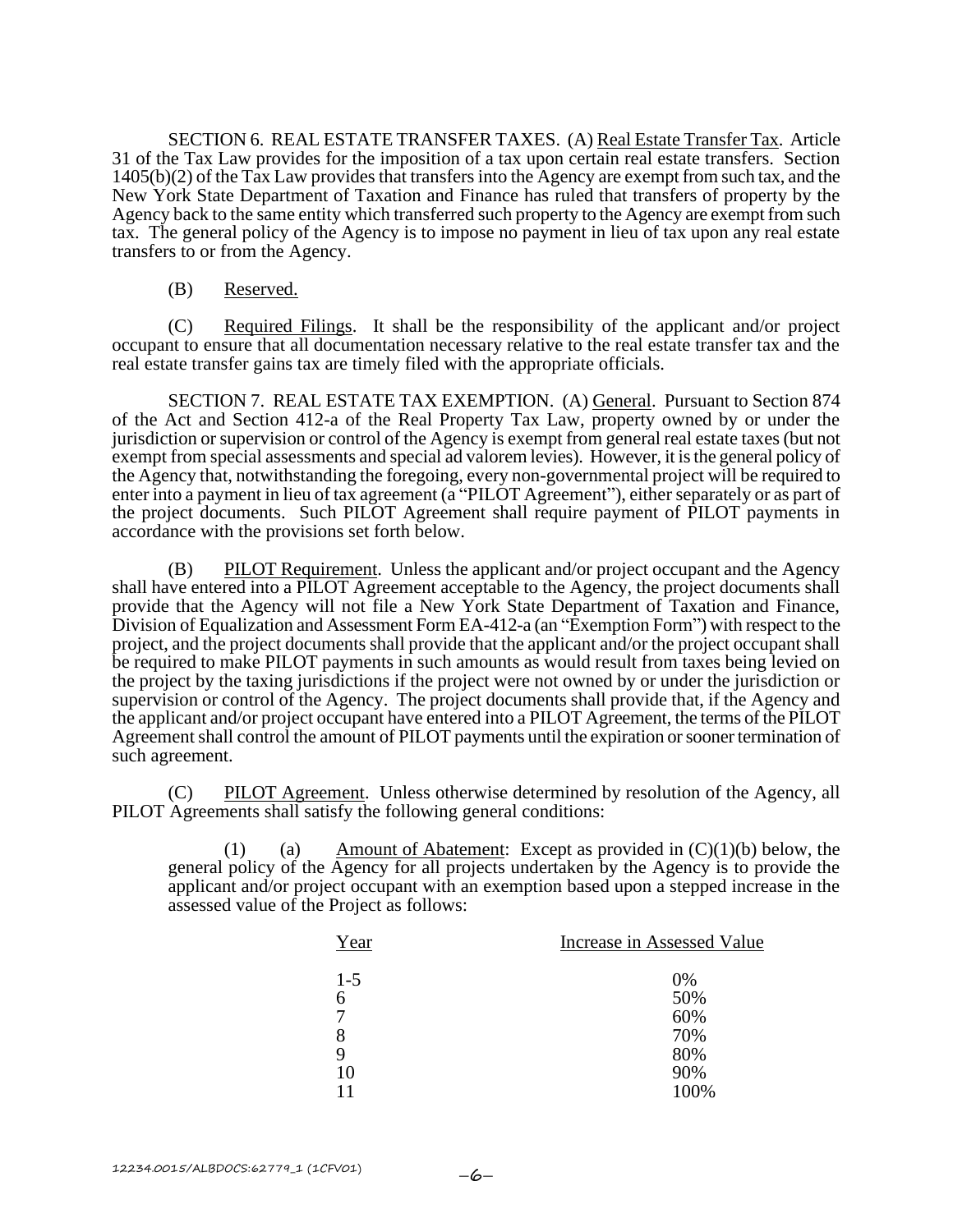SECTION 6. REAL ESTATE TRANSFER TAXES. (A) Real Estate Transfer Tax. Article 31 of the Tax Law provides for the imposition of a tax upon certain real estate transfers. Section 1405(b)(2) of the Tax Law provides that transfers into the Agency are exempt from such tax, and the New York State Department of Taxation and Finance has ruled that transfers of property by the Agency back to the same entity which transferred such property to the Agency are exempt from such tax. The general policy of the Agency is to impose no payment in lieu of tax upon any real estate transfers to or from the Agency.

(B) Reserved.

(C) Required Filings. It shall be the responsibility of the applicant and/or project occupant to ensure that all documentation necessary relative to the real estate transfer tax and the real estate transfer gains tax are timely filed with the appropriate officials.

SECTION 7. REAL ESTATE TAX EXEMPTION. (A) General. Pursuant to Section 874 of the Act and Section 412-a of the Real Property Tax Law, property owned by or under the jurisdiction or supervision or control of the Agency is exempt from general real estate taxes (but not exempt from special assessments and special ad valorem levies). However, it is the general policy of the Agency that, notwithstanding the foregoing, every non-governmental project will be required to enter into a payment in lieu of tax agreement (a "PILOT Agreement"), either separately or as part of the project documents. Such PILOT Agreement shall require payment of PILOT payments in accordance with the provisions set forth below.

(B) PILOT Requirement. Unless the applicant and/or project occupant and the Agency shall have entered into a PILOT Agreement acceptable to the Agency, the project documents shall provide that the Agency will not file a New York State Department of Taxation and Finance, Division of Equalization and Assessment Form EA-412-a (an "Exemption Form") with respect to the project, and the project documents shall provide that the applicant and/or the project occupant shall be required to make PILOT payments in such amounts as would result from taxes being levied on the project by the taxing jurisdictions if the project were not owned by or under the jurisdiction or supervision or control of the Agency. The project documents shall provide that, if the Agency and the applicant and/or project occupant have entered into a PILOT Agreement, the terms of the PILOT Agreement shall control the amount of PILOT payments until the expiration or sooner termination of such agreement.

(C) PILOT Agreement. Unless otherwise determined by resolution of the Agency, all PILOT Agreements shall satisfy the following general conditions:

(1) (a) Amount of Abatement: Except as provided in (C)(1)(b) below, the general policy of the Agency for all projects undertaken by the Agency is to provide the applicant and/or project occupant with an exemption based upon a stepped increase in the assessed value of the Project as follows:

| Year | Increase in Assessed Value |
|---|---|
| 1-5 | 0% |
| 6 | 50% |
| 7 | 60% |
| 8 | 70% |
| 9 | 80% |
| 10 | 90% |
| 11 | 100% |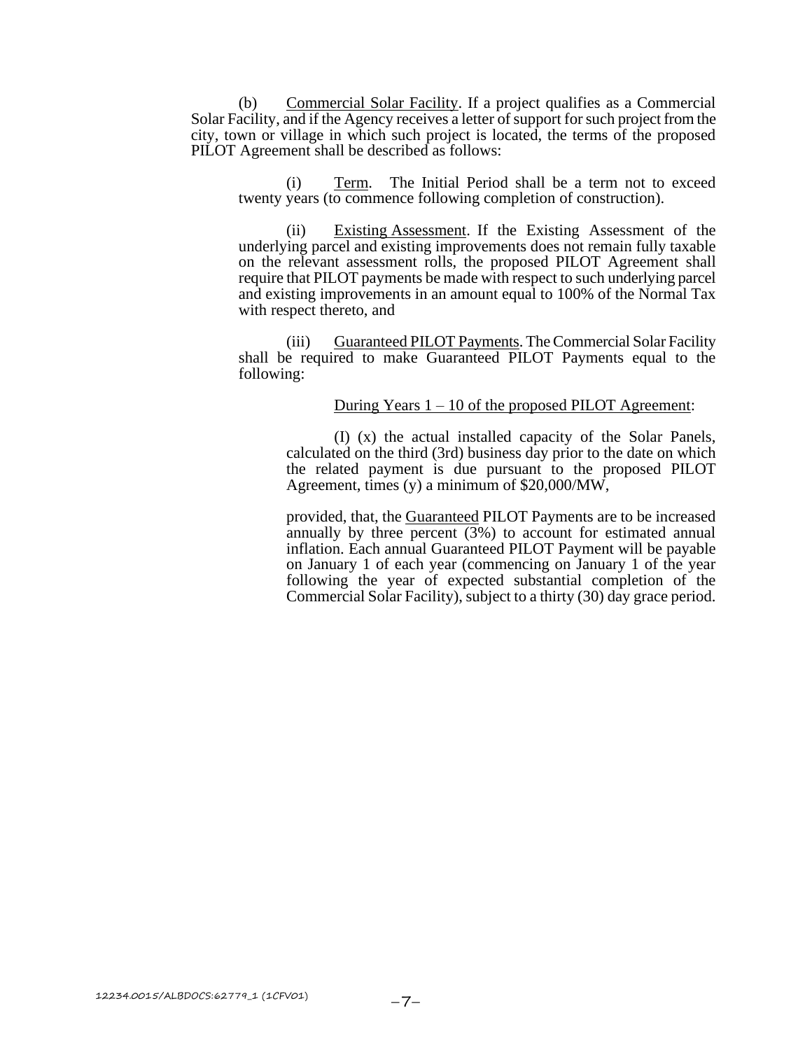(b) Commercial Solar Facility. If a project qualifies as a Commercial Solar Facility, and if the Agency receives a letter of support for such project from the city, town or village in which such project is located, the terms of the proposed PILOT Agreement shall be described as follows:

(i) Term. The Initial Period shall be a term not to exceed twenty years (to commence following completion of construction).

(ii) Existing Assessment. If the Existing Assessment of the underlying parcel and existing improvements does not remain fully taxable on the relevant assessment rolls, the proposed PILOT Agreement shall require that PILOT payments be made with respect to such underlying parcel and existing improvements in an amount equal to 100% of the Normal Tax with respect thereto, and

(iii) Guaranteed PILOT Payments. The Commercial Solar Facility shall be required to make Guaranteed PILOT Payments equal to the following:

During Years 1 – 10 of the proposed PILOT Agreement:

(I) (x) the actual installed capacity of the Solar Panels, calculated on the third (3rd) business day prior to the date on which the related payment is due pursuant to the proposed PILOT Agreement, times (y) a minimum of $20,000/MW,

provided, that, the Guaranteed PILOT Payments are to be increased annually by three percent (3%) to account for estimated annual inflation. Each annual Guaranteed PILOT Payment will be payable on January 1 of each year (commencing on January 1 of the year following the year of expected substantial completion of the Commercial Solar Facility), subject to a thirty (30) day grace period.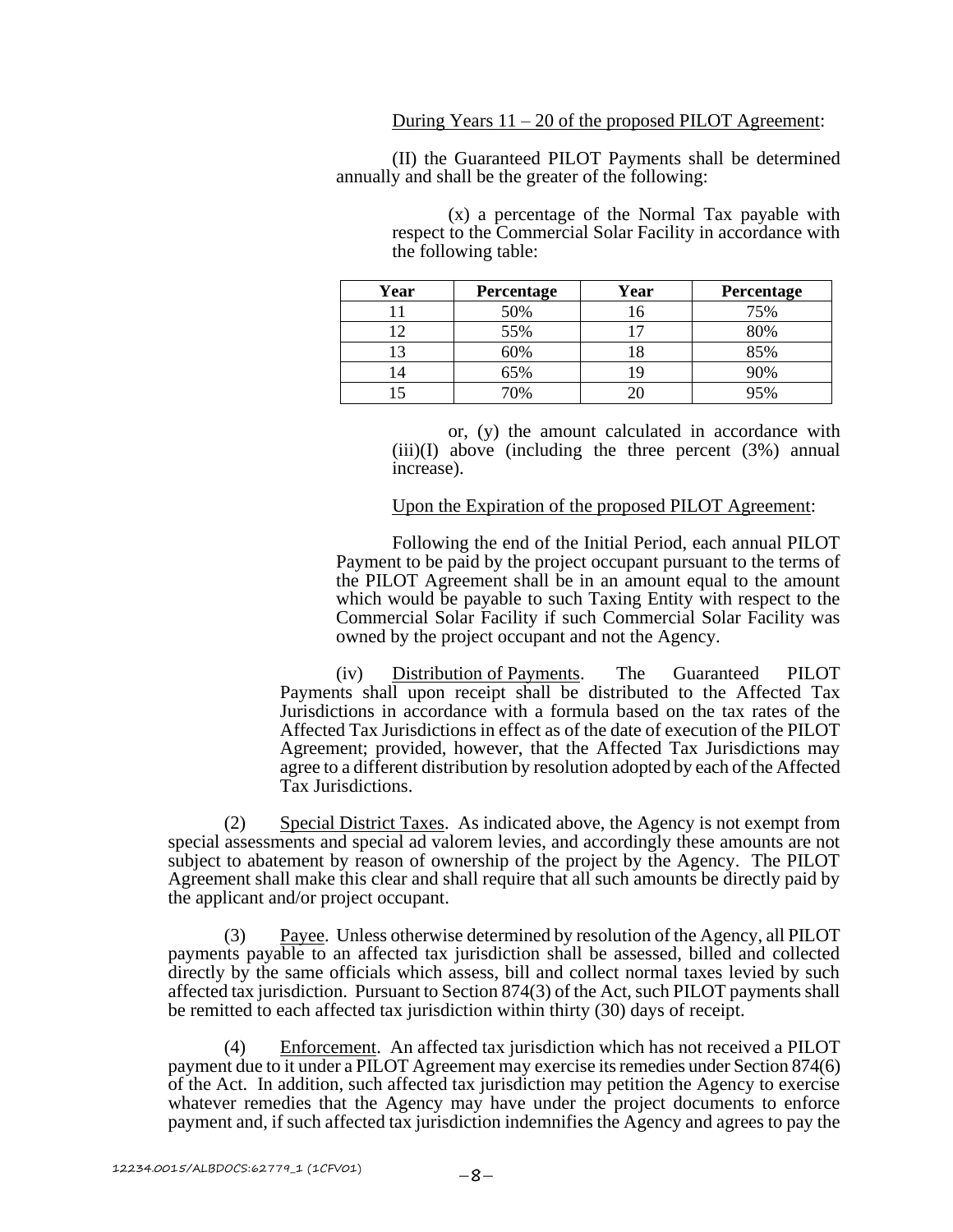During Years 11 – 20 of the proposed PILOT Agreement:

(II) the Guaranteed PILOT Payments shall be determined annually and shall be the greater of the following:

(x) a percentage of the Normal Tax payable with respect to the Commercial Solar Facility in accordance with the following table:

| Year | Percentage | Year | Percentage |
|---|---|---|---|
| 11 | 50% | 16 | 75% |
| 12 | 55% | 17 | 80% |
| 13 | 60% | 18 | 85% |
| 14 | 65% | 19 | 90% |
| 15 | 70% | 20 | 95% |

or, (y) the amount calculated in accordance with (iii)(I) above (including the three percent (3%) annual increase).

Upon the Expiration of the proposed PILOT Agreement:

Following the end of the Initial Period, each annual PILOT Payment to be paid by the project occupant pursuant to the terms of the PILOT Agreement shall be in an amount equal to the amount which would be payable to such Taxing Entity with respect to the Commercial Solar Facility if such Commercial Solar Facility was owned by the project occupant and not the Agency.

(iv) Distribution of Payments. The Guaranteed PILOT Payments shall upon receipt shall be distributed to the Affected Tax Jurisdictions in accordance with a formula based on the tax rates of the Affected Tax Jurisdictions in effect as of the date of execution of the PILOT Agreement; provided, however, that the Affected Tax Jurisdictions may agree to a different distribution by resolution adopted by each of the Affected Tax Jurisdictions.

(2) Special District Taxes. As indicated above, the Agency is not exempt from special assessments and special ad valorem levies, and accordingly these amounts are not subject to abatement by reason of ownership of the project by the Agency. The PILOT Agreement shall make this clear and shall require that all such amounts be directly paid by the applicant and/or project occupant.

(3) Payee. Unless otherwise determined by resolution of the Agency, all PILOT payments payable to an affected tax jurisdiction shall be assessed, billed and collected directly by the same officials which assess, bill and collect normal taxes levied by such affected tax jurisdiction. Pursuant to Section 874(3) of the Act, such PILOT payments shall be remitted to each affected tax jurisdiction within thirty (30) days of receipt.

(4) Enforcement. An affected tax jurisdiction which has not received a PILOT payment due to it under a PILOT Agreement may exercise its remedies under Section 874(6) of the Act. In addition, such affected tax jurisdiction may petition the Agency to exercise whatever remedies that the Agency may have under the project documents to enforce payment and, if such affected tax jurisdiction indemnifies the Agency and agrees to pay the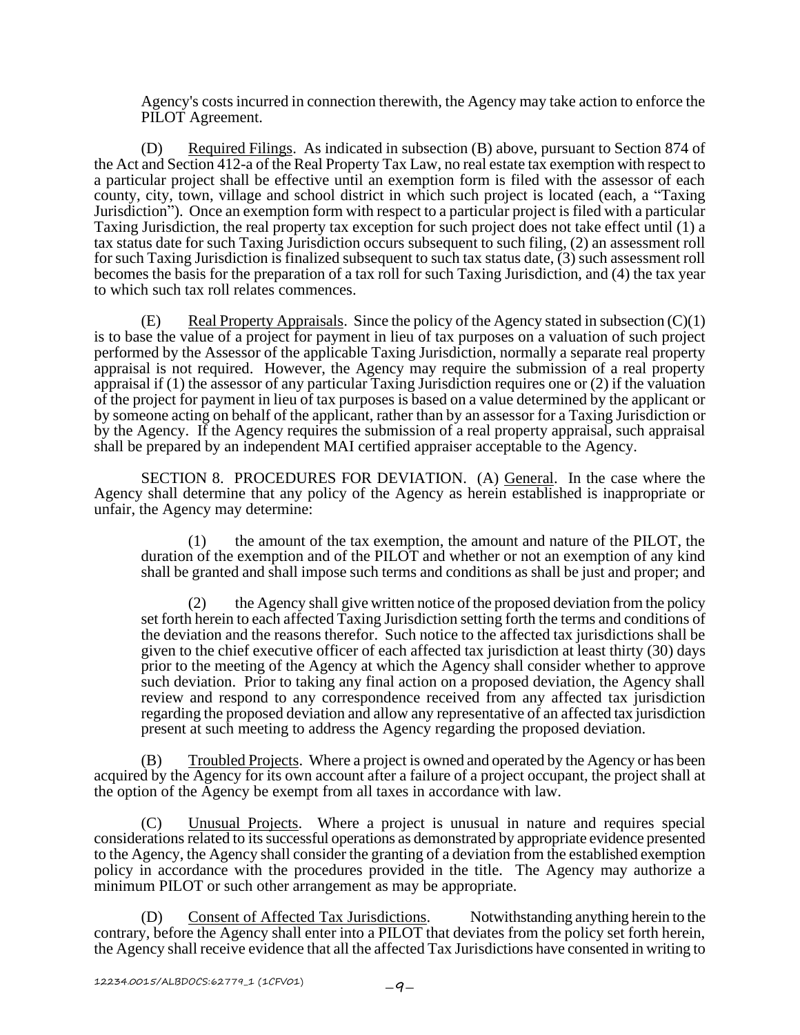Agency's costs incurred in connection therewith, the Agency may take action to enforce the PILOT Agreement.

(D) Required Filings. As indicated in subsection (B) above, pursuant to Section 874 of the Act and Section 412-a of the Real Property Tax Law, no real estate tax exemption with respect to a particular project shall be effective until an exemption form is filed with the assessor of each county, city, town, village and school district in which such project is located (each, a "Taxing Jurisdiction"). Once an exemption form with respect to a particular project is filed with a particular Taxing Jurisdiction, the real property tax exception for such project does not take effect until (1) a tax status date for such Taxing Jurisdiction occurs subsequent to such filing, (2) an assessment roll for such Taxing Jurisdiction is finalized subsequent to such tax status date, (3) such assessment roll becomes the basis for the preparation of a tax roll for such Taxing Jurisdiction, and (4) the tax year to which such tax roll relates commences.

(E) Real Property Appraisals. Since the policy of the Agency stated in subsection (C)(1) is to base the value of a project for payment in lieu of tax purposes on a valuation of such project performed by the Assessor of the applicable Taxing Jurisdiction, normally a separate real property appraisal is not required. However, the Agency may require the submission of a real property appraisal if (1) the assessor of any particular Taxing Jurisdiction requires one or (2) if the valuation of the project for payment in lieu of tax purposes is based on a value determined by the applicant or by someone acting on behalf of the applicant, rather than by an assessor for a Taxing Jurisdiction or by the Agency. If the Agency requires the submission of a real property appraisal, such appraisal shall be prepared by an independent MAI certified appraiser acceptable to the Agency.

SECTION 8. PROCEDURES FOR DEVIATION. (A) General. In the case where the Agency shall determine that any policy of the Agency as herein established is inappropriate or unfair, the Agency may determine:

(1) the amount of the tax exemption, the amount and nature of the PILOT, the duration of the exemption and of the PILOT and whether or not an exemption of any kind shall be granted and shall impose such terms and conditions as shall be just and proper; and

(2) the Agency shall give written notice of the proposed deviation from the policy set forth herein to each affected Taxing Jurisdiction setting forth the terms and conditions of the deviation and the reasons therefor. Such notice to the affected tax jurisdictions shall be given to the chief executive officer of each affected tax jurisdiction at least thirty (30) days prior to the meeting of the Agency at which the Agency shall consider whether to approve such deviation. Prior to taking any final action on a proposed deviation, the Agency shall review and respond to any correspondence received from any affected tax jurisdiction regarding the proposed deviation and allow any representative of an affected tax jurisdiction present at such meeting to address the Agency regarding the proposed deviation.

(B) Troubled Projects. Where a project is owned and operated by the Agency or has been acquired by the Agency for its own account after a failure of a project occupant, the project shall at the option of the Agency be exempt from all taxes in accordance with law.

(C) Unusual Projects. Where a project is unusual in nature and requires special considerations related to its successful operations as demonstrated by appropriate evidence presented to the Agency, the Agency shall consider the granting of a deviation from the established exemption policy in accordance with the procedures provided in the title. The Agency may authorize a minimum PILOT or such other arrangement as may be appropriate.

(D) Consent of Affected Tax Jurisdictions. Notwithstanding anything herein to the contrary, before the Agency shall enter into a PILOT that deviates from the policy set forth herein, the Agency shall receive evidence that all the affected Tax Jurisdictions have consented in writing to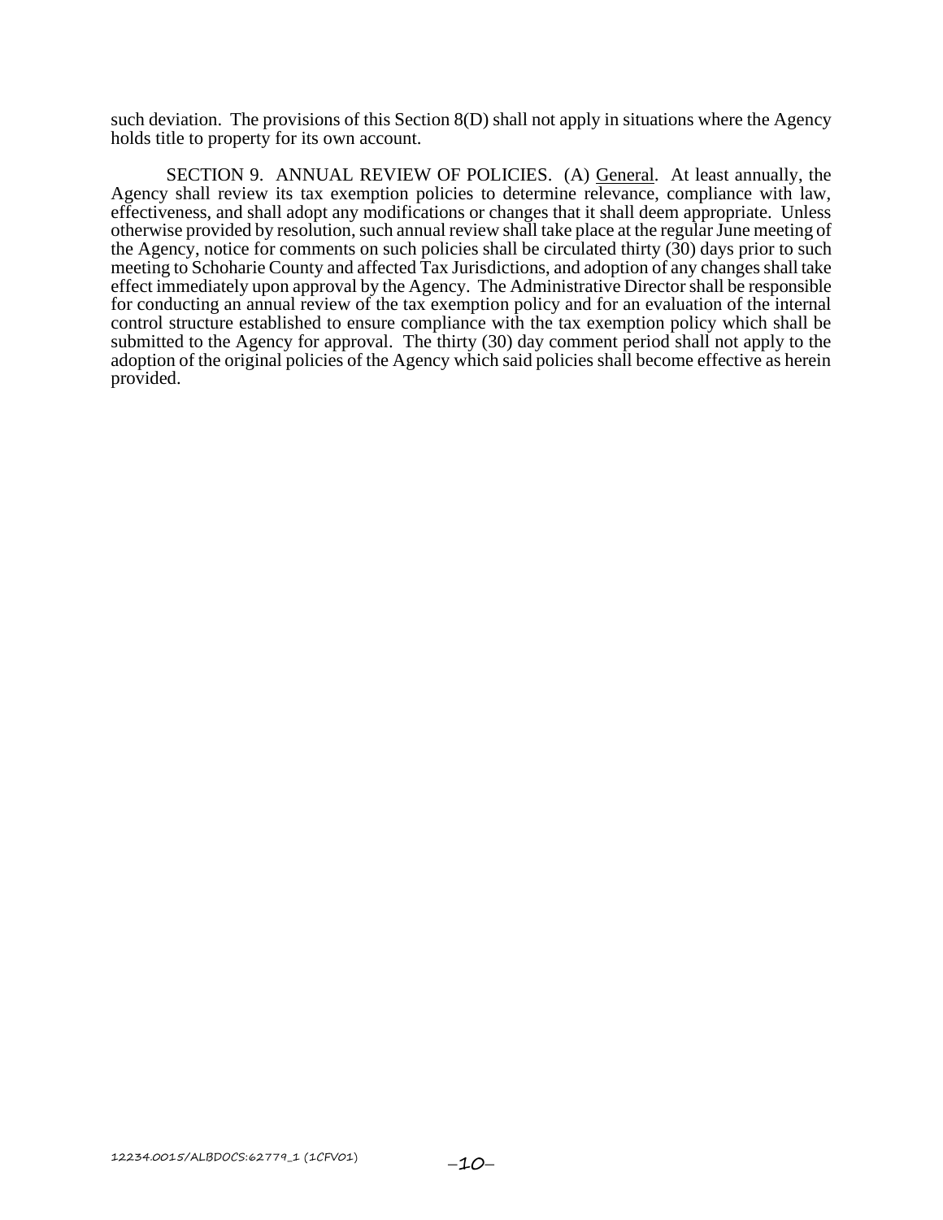such deviation. The provisions of this Section 8(D) shall not apply in situations where the Agency holds title to property for its own account.

SECTION 9. ANNUAL REVIEW OF POLICIES. (A) General. At least annually, the Agency shall review its tax exemption policies to determine relevance, compliance with law, effectiveness, and shall adopt any modifications or changes that it shall deem appropriate. Unless otherwise provided by resolution, such annual review shall take place at the regular June meeting of the Agency, notice for comments on such policies shall be circulated thirty (30) days prior to such meeting to Schoharie County and affected Tax Jurisdictions, and adoption of any changes shall take effect immediately upon approval by the Agency. The Administrative Director shall be responsible for conducting an annual review of the tax exemption policy and for an evaluation of the internal control structure established to ensure compliance with the tax exemption policy which shall be submitted to the Agency for approval. The thirty (30) day comment period shall not apply to the adoption of the original policies of the Agency which said policies shall become effective as herein provided.